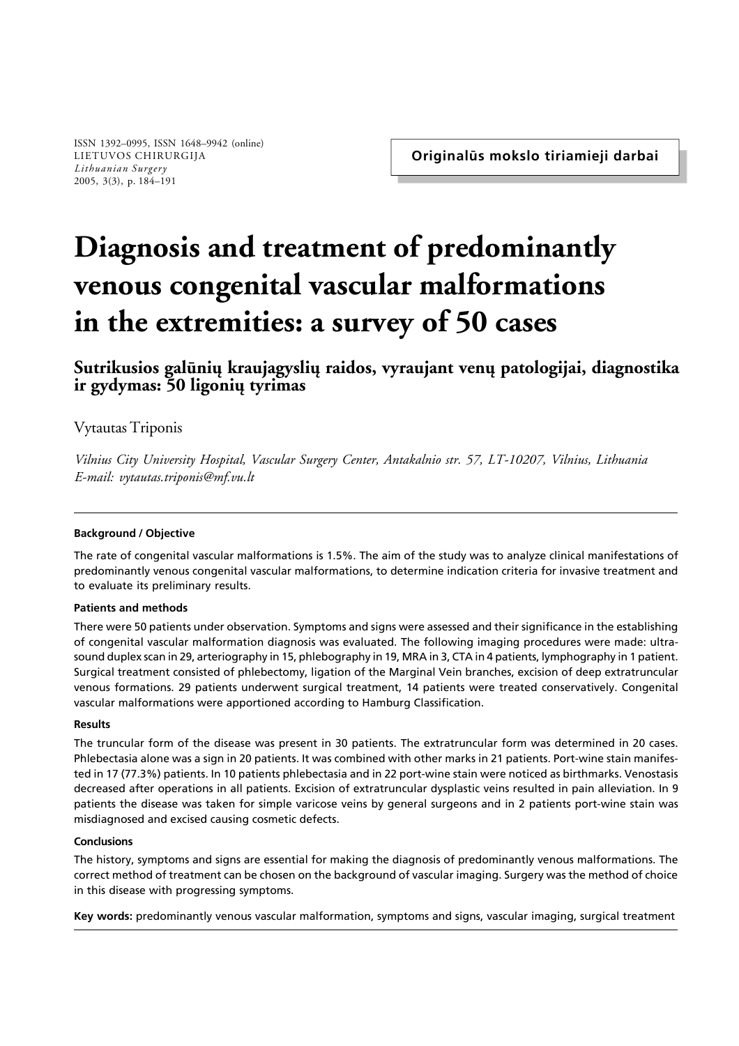ISSN 1392–0995, ISSN 1648–9942 (online)
LIETUVOS CHIRURGIJA
*Lithuanian Surgery*
2005, 3(3), p. 184–191

**Originalūs mokslo tiriamieji darbai**

# Diagnosis and treatment of predominantly venous congenital vascular malformations in the extremities: a survey of 50 cases

## Sutrikusios galūnių kraujagyslių raidos, vyraujant venų patologijai, diagnostika ir gydymas: 50 ligonių tyrimas

Vytautas Triponis

*Vilnius City University Hospital, Vascular Surgery Center, Antakalnio str. 57, LT-10207, Vilnius, Lithuania*
*E-mail: vytautas.triponis@mf.vu.lt*

---

**Background / Objective**

The rate of congenital vascular malformations is 1.5%. The aim of the study was to analyze clinical manifestations of predominantly venous congenital vascular malformations, to determine indication criteria for invasive treatment and to evaluate its preliminary results.

**Patients and methods**

There were 50 patients under observation. Symptoms and signs were assessed and their significance in the establishing of congenital vascular malformation diagnosis was evaluated. The following imaging procedures were made: ultrasound duplex scan in 29, arteriography in 15, phlebography in 19, MRA in 3, CTA in 4 patients, lymphography in 1 patient. Surgical treatment consisted of phlebectomy, ligation of the Marginal Vein branches, excision of deep extratruncular venous formations. 29 patients underwent surgical treatment, 14 patients were treated conservatively. Congenital vascular malformations were apportioned according to Hamburg Classification.

**Results**

The truncular form of the disease was present in 30 patients. The extratruncular form was determined in 20 cases. Phlebectasia alone was a sign in 20 patients. It was combined with other marks in 21 patients. Port-wine stain manifested in 17 (77.3%) patients. In 10 patients phlebectasia and in 22 port-wine stain were noticed as birthmarks. Venostasis decreased after operations in all patients. Excision of extratruncular dysplastic veins resulted in pain alleviation. In 9 patients the disease was taken for simple varicose veins by general surgeons and in 2 patients port-wine stain was misdiagnosed and excised causing cosmetic defects.

**Conclusions**

The history, symptoms and signs are essential for making the diagnosis of predominantly venous malformations. The correct method of treatment can be chosen on the background of vascular imaging. Surgery was the method of choice in this disease with progressing symptoms.

**Key words:** predominantly venous vascular malformation, symptoms and signs, vascular imaging, surgical treatment

---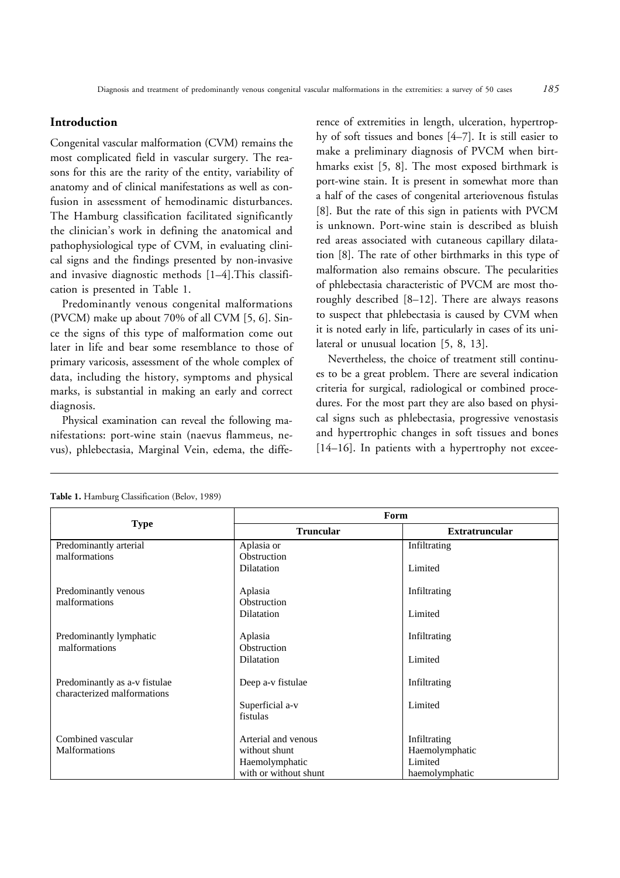## Introduction

Congenital vascular malformation (CVM) remains the most complicated field in vascular surgery. The reasons for this are the rarity of the entity, variability of anatomy and of clinical manifestations as well as confusion in assessment of hemodinamic disturbances. The Hamburg classification facilitated significantly the clinician's work in defining the anatomical and pathophysiological type of CVM, in evaluating clinical signs and the findings presented by non-invasive and invasive diagnostic methods [1–4].This classification is presented in Table 1.

Predominantly venous congenital malformations (PVCM) make up about 70% of all CVM [5, 6]. Since the signs of this type of malformation come out later in life and bear some resemblance to those of primary varicosis, assessment of the whole complex of data, including the history, symptoms and physical marks, is substantial in making an early and correct diagnosis.

Physical examination can reveal the following manifestations: port-wine stain (naevus flammeus, nevus), phlebectasia, Marginal Vein, edema, the difference of extremities in length, ulceration, hypertrophy of soft tissues and bones [4–7]. It is still easier to make a preliminary diagnosis of PVCM when birthmarks exist [5, 8]. The most exposed birthmark is port-wine stain. It is present in somewhat more than a half of the cases of congenital arteriovenous fistulas [8]. But the rate of this sign in patients with PVCM is unknown. Port-wine stain is described as bluish red areas associated with cutaneous capillary dilatation [8]. The rate of other birthmarks in this type of malformation also remains obscure. The pecularities of phlebectasia characteristic of PVCM are most thoroughly described [8–12]. There are always reasons to suspect that phlebectasia is caused by CVM when it is noted early in life, particularly in cases of its unilateral or unusual location [5, 8, 13].

Nevertheless, the choice of treatment still continues to be a great problem. There are several indication criteria for surgical, radiological or combined procedures. For the most part they are also based on physical signs such as phlebectasia, progressive venostasis and hypertrophic changes in soft tissues and bones [14–16]. In patients with a hypertrophy not excee-

**Table 1.** Hamburg Classification (Belov, 1989)

| Type | Form | |
|---|---|---|
| | **Truncular** | **Extratruncular** |
| Predominantly arterial malformations | Aplasia or Obstruction<br>Dilatation | Infiltrating<br>Limited |
| Predominantly venous malformations | Aplasia<br>Obstruction<br>Dilatation | Infiltrating<br>Limited |
| Predominantly lymphatic malformations | Aplasia<br>Obstruction<br>Dilatation | Infiltrating<br>Limited |
| Predominantly as a-v fistulae characterized malformations | Deep a-v fistulae<br>Superficial a-v fistulas | Infiltrating<br>Limited |
| Combined vascular Malformations | Arterial and venous without shunt<br>Haemolymphatic with or without shunt | Infiltrating Haemolymphatic<br>Limited haemolymphatic |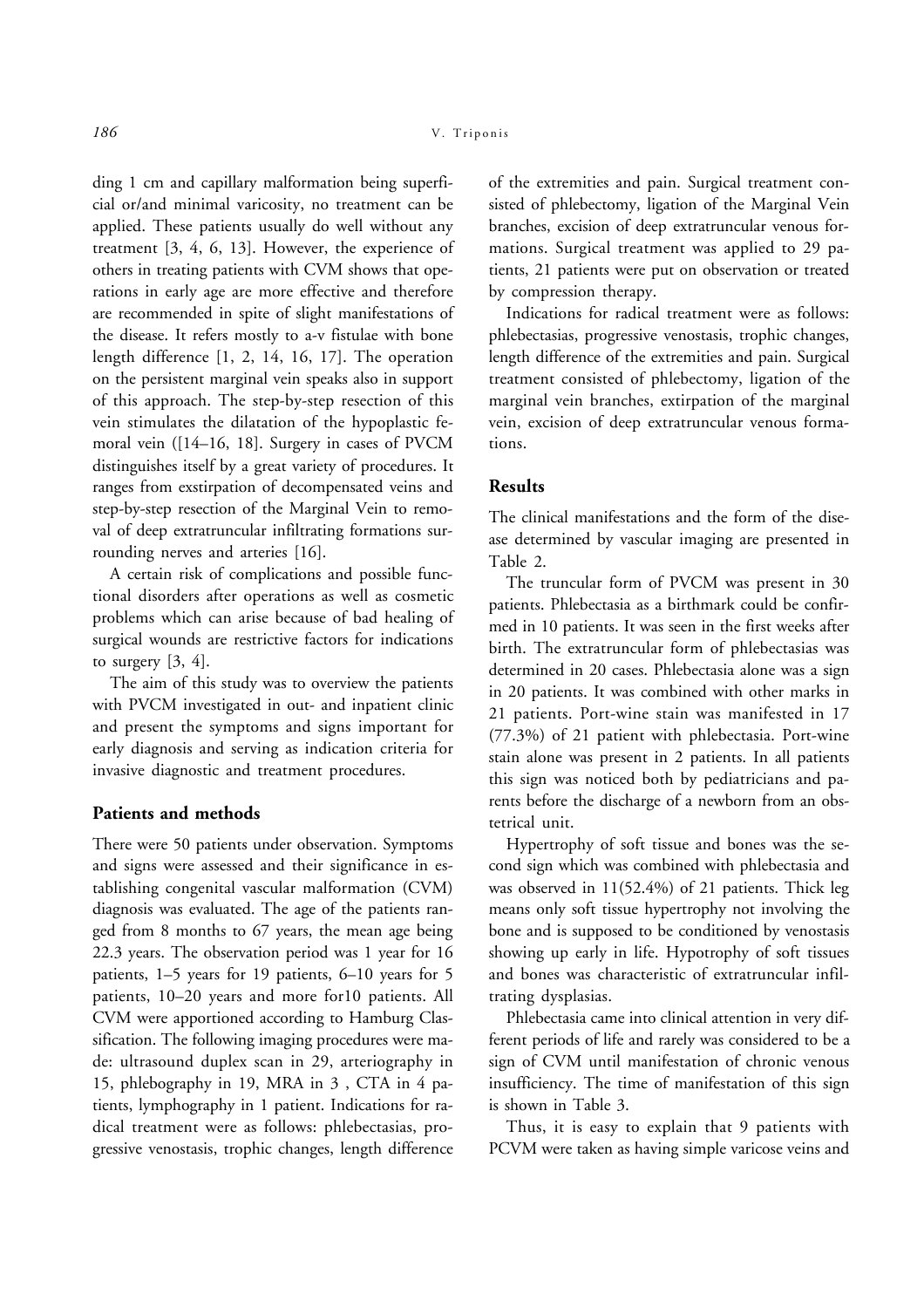ding 1 cm and capillary malformation being superficial or/and minimal varicosity, no treatment can be applied. These patients usually do well without any treatment [3, 4, 6, 13]. However, the experience of others in treating patients with CVM shows that operations in early age are more effective and therefore are recommended in spite of slight manifestations of the disease. It refers mostly to a-v fistulae with bone length difference [1, 2, 14, 16, 17]. The operation on the persistent marginal vein speaks also in support of this approach. The step-by-step resection of this vein stimulates the dilatation of the hypoplastic femoral vein ([14–16, 18]. Surgery in cases of PVCM distinguishes itself by a great variety of procedures. It ranges from exstirpation of decompensated veins and step-by-step resection of the Marginal Vein to removal of deep extratruncular infiltrating formations surrounding nerves and arteries [16].

A certain risk of complications and possible functional disorders after operations as well as cosmetic problems which can arise because of bad healing of surgical wounds are restrictive factors for indications to surgery [3, 4].

The aim of this study was to overview the patients with PVCM investigated in out- and inpatient clinic and present the symptoms and signs important for early diagnosis and serving as indication criteria for invasive diagnostic and treatment procedures.

## Patients and methods

There were 50 patients under observation. Symptoms and signs were assessed and their significance in establishing congenital vascular malformation (CVM) diagnosis was evaluated. The age of the patients ranged from 8 months to 67 years, the mean age being 22.3 years. The observation period was 1 year for 16 patients, 1–5 years for 19 patients, 6–10 years for 5 patients, 10–20 years and more for10 patients. All CVM were apportioned according to Hamburg Classification. The following imaging procedures were made: ultrasound duplex scan in 29, arteriography in 15, phlebography in 19, MRA in 3 , CTA in 4 patients, lymphography in 1 patient. Indications for radical treatment were as follows: phlebectasias, progressive venostasis, trophic changes, length difference of the extremities and pain. Surgical treatment consisted of phlebectomy, ligation of the Marginal Vein branches, excision of deep extratruncular venous formations. Surgical treatment was applied to 29 patients, 21 patients were put on observation or treated by compression therapy.

Indications for radical treatment were as follows: phlebectasias, progressive venostasis, trophic changes, length difference of the extremities and pain. Surgical treatment consisted of phlebectomy, ligation of the marginal vein branches, extirpation of the marginal vein, excision of deep extratruncular venous formations.

## Results

The clinical manifestations and the form of the disease determined by vascular imaging are presented in Table 2.

The truncular form of PVCM was present in 30 patients. Phlebectasia as a birthmark could be confirmed in 10 patients. It was seen in the first weeks after birth. The extratruncular form of phlebectasias was determined in 20 cases. Phlebectasia alone was a sign in 20 patients. It was combined with other marks in 21 patients. Port-wine stain was manifested in 17 (77.3%) of 21 patient with phlebectasia. Port-wine stain alone was present in 2 patients. In all patients this sign was noticed both by pediatricians and parents before the discharge of a newborn from an obstetrical unit.

Hypertrophy of soft tissue and bones was the second sign which was combined with phlebectasia and was observed in 11(52.4%) of 21 patients. Thick leg means only soft tissue hypertrophy not involving the bone and is supposed to be conditioned by venostasis showing up early in life. Hypotrophy of soft tissues and bones was characteristic of extratruncular infiltrating dysplasias.

Phlebectasia came into clinical attention in very different periods of life and rarely was considered to be a sign of CVM until manifestation of chronic venous insufficiency. The time of manifestation of this sign is shown in Table 3.

Thus, it is easy to explain that 9 patients with PCVM were taken as having simple varicose veins and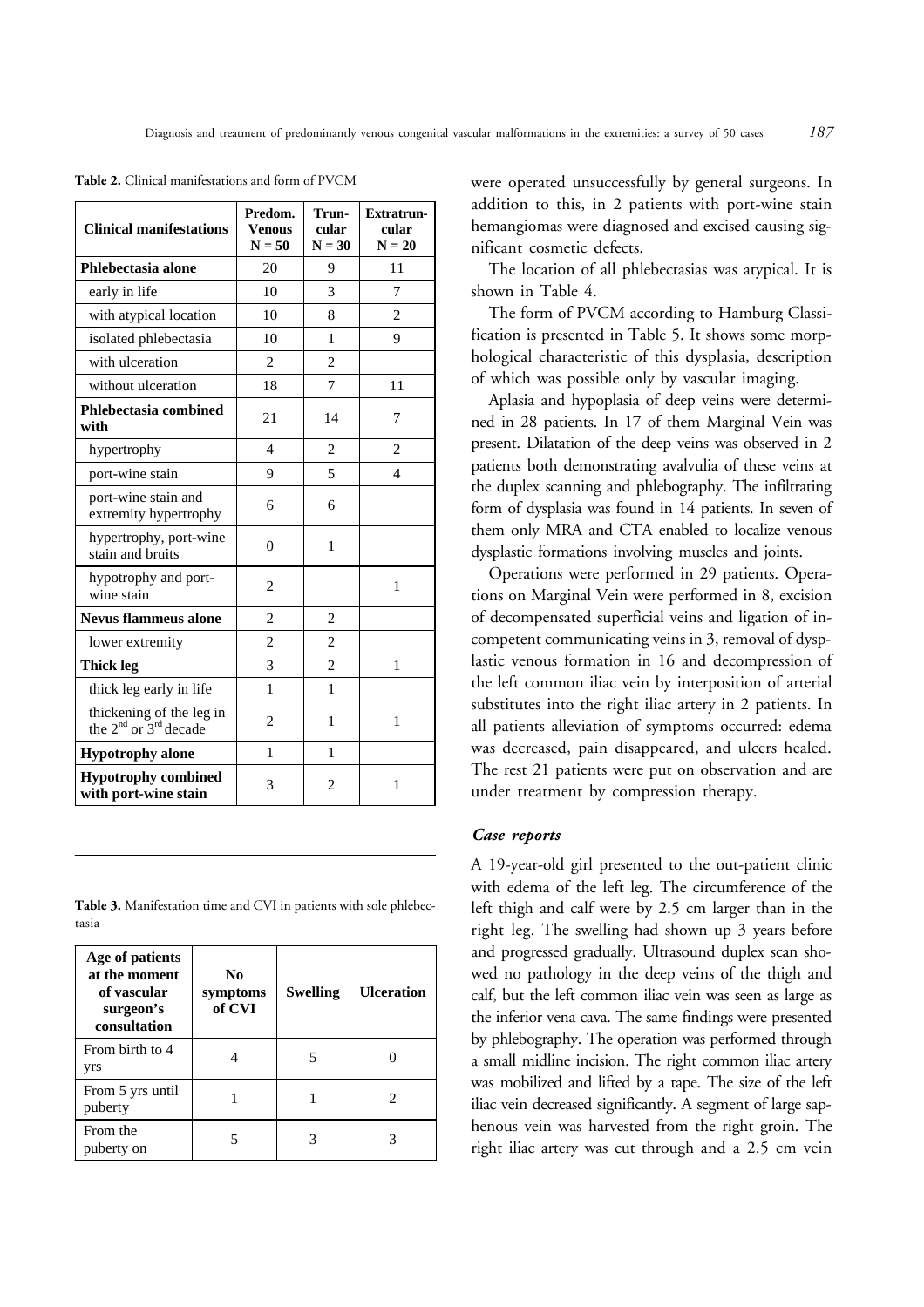**Table 2.** Clinical manifestations and form of PVCM

| Clinical manifestations | Predom. Venous N = 50 | Truncular N = 30 | Extratruncular N = 20 |
|---|---|---|---|
| **Phlebectasia alone** | 20 | 9 | 11 |
| early in life | 10 | 3 | 7 |
| with atypical location | 10 | 8 | 2 |
| isolated phlebectasia | 10 | 1 | 9 |
| with ulceration | 2 | 2 | |
| without ulceration | 18 | 7 | 11 |
| **Phlebectasia combined with** | 21 | 14 | 7 |
| hypertrophy | 4 | 2 | 2 |
| port-wine stain | 9 | 5 | 4 |
| port-wine stain and extremity hypertrophy | 6 | 6 | |
| hypertrophy, port-wine stain and bruits | 0 | 1 | |
| hypotrophy and port-wine stain | 2 | | 1 |
| **Nevus flammeus alone** | 2 | 2 | |
| lower extremity | 2 | 2 | |
| **Thick leg** | 3 | 2 | 1 |
| thick leg early in life | 1 | 1 | |
| thickening of the leg in the 2nd or 3rd decade | 2 | 1 | 1 |
| **Hypotrophy alone** | 1 | 1 | |
| **Hypotrophy combined with port-wine stain** | 3 | 2 | 1 |

**Table 3.** Manifestation time and CVI in patients with sole phlebectasia

| Age of patients at the moment of vascular surgeon's consultation | No symptoms of CVI | Swelling | Ulceration |
|---|---|---|---|
| From birth to 4 yrs | 4 | 5 | 0 |
| From 5 yrs until puberty | 1 | 1 | 2 |
| From the puberty on | 5 | 3 | 3 |

were operated unsuccessfully by general surgeons. In addition to this, in 2 patients with port-wine stain hemangiomas were diagnosed and excised causing significant cosmetic defects.

The location of all phlebectasias was atypical. It is shown in Table 4.

The form of PVCM according to Hamburg Classification is presented in Table 5. It shows some morphological characteristic of this dysplasia, description of which was possible only by vascular imaging.

Aplasia and hypoplasia of deep veins were determined in 28 patients. In 17 of them Marginal Vein was present. Dilatation of the deep veins was observed in 2 patients both demonstrating avalvulia of these veins at the duplex scanning and phlebography. The infiltrating form of dysplasia was found in 14 patients. In seven of them only MRA and CTA enabled to localize venous dysplastic formations involving muscles and joints.

Operations were performed in 29 patients. Operations on Marginal Vein were performed in 8, excision of decompensated superficial veins and ligation of incompetent communicating veins in 3, removal of dysplastic venous formation in 16 and decompression of the left common iliac vein by interposition of arterial substitutes into the right iliac artery in 2 patients. In all patients alleviation of symptoms occurred: edema was decreased, pain disappeared, and ulcers healed. The rest 21 patients were put on observation and are under treatment by compression therapy.

### *Case reports*

A 19-year-old girl presented to the out-patient clinic with edema of the left leg. The circumference of the left thigh and calf were by 2.5 cm larger than in the right leg. The swelling had shown up 3 years before and progressed gradually. Ultrasound duplex scan showed no pathology in the deep veins of the thigh and calf, but the left common iliac vein was seen as large as the inferior vena cava. The same findings were presented by phlebography. The operation was performed through a small midline incision. The right common iliac artery was mobilized and lifted by a tape. The size of the left iliac vein decreased significantly. A segment of large saphenous vein was harvested from the right groin. The right iliac artery was cut through and a 2.5 cm vein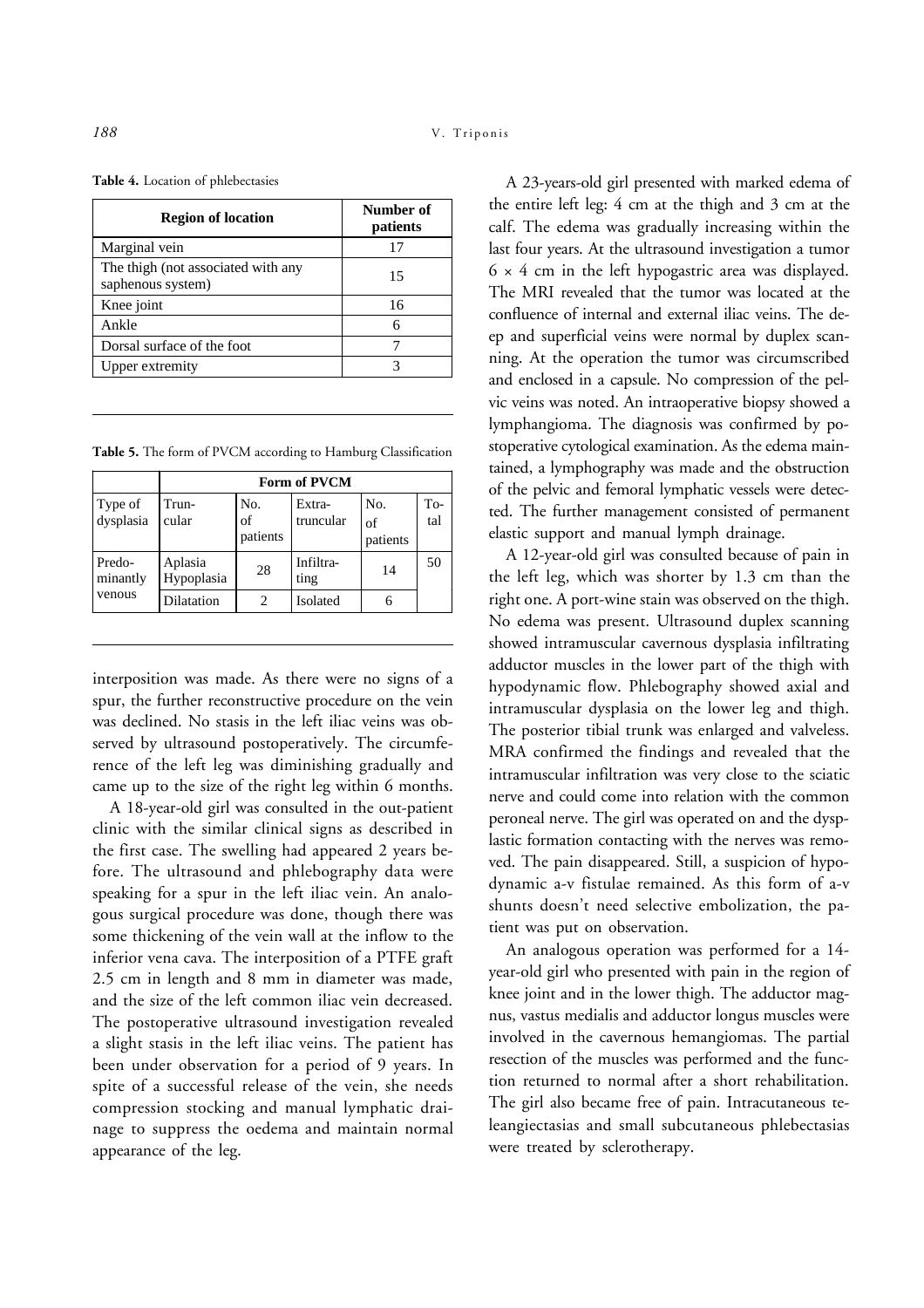**Table 4.** Location of phlebectasies

| Region of location | Number of patients |
|---|---|
| Marginal vein | 17 |
| The thigh (not associated with any saphenous system) | 15 |
| Knee joint | 16 |
| Ankle | 6 |
| Dorsal surface of the foot | 7 |
| Upper extremity | 3 |

**Table 5.** The form of PVCM according to Hamburg Classification

| | Form of PVCM | | | | |
|---|---|---|---|---|---|
| Type of dysplasia | Truncular | No. of patients | Extra-truncular | No. of patients | Total |
| Predominantly venous | Aplasia Hypoplasia | 28 | Infiltrating | 14 | 50 |
| | Dilatation | 2 | Isolated | 6 | |

interposition was made. As there were no signs of a spur, the further reconstructive procedure on the vein was declined. No stasis in the left iliac veins was observed by ultrasound postoperatively. The circumference of the left leg was diminishing gradually and came up to the size of the right leg within 6 months.

A 18-year-old girl was consulted in the out-patient clinic with the similar clinical signs as described in the first case. The swelling had appeared 2 years before. The ultrasound and phlebography data were speaking for a spur in the left iliac vein. An analogous surgical procedure was done, though there was some thickening of the vein wall at the inflow to the inferior vena cava. The interposition of a PTFE graft 2.5 cm in length and 8 mm in diameter was made, and the size of the left common iliac vein decreased. The postoperative ultrasound investigation revealed a slight stasis in the left iliac veins. The patient has been under observation for a period of 9 years. In spite of a successful release of the vein, she needs compression stocking and manual lymphatic drainage to suppress the oedema and maintain normal appearance of the leg.

A 23-years-old girl presented with marked edema of the entire left leg: 4 cm at the thigh and 3 cm at the calf. The edema was gradually increasing within the last four years. At the ultrasound investigation a tumor $6 \times 4$ cm in the left hypogastric area was displayed. The MRI revealed that the tumor was located at the confluence of internal and external iliac veins. The deep and superficial veins were normal by duplex scanning. At the operation the tumor was circumscribed and enclosed in a capsule. No compression of the pelvic veins was noted. An intraoperative biopsy showed a lymphangioma. The diagnosis was confirmed by postoperative cytological examination. As the edema maintained, a lymphography was made and the obstruction of the pelvic and femoral lymphatic vessels were detected. The further management consisted of permanent elastic support and manual lymph drainage.

A 12-year-old girl was consulted because of pain in the left leg, which was shorter by 1.3 cm than the right one. A port-wine stain was observed on the thigh. No edema was present. Ultrasound duplex scanning showed intramuscular cavernous dysplasia infiltrating adductor muscles in the lower part of the thigh with hypodynamic flow. Phlebography showed axial and intramuscular dysplasia on the lower leg and thigh. The posterior tibial trunk was enlarged and valveless. MRA confirmed the findings and revealed that the intramuscular infiltration was very close to the sciatic nerve and could come into relation with the common peroneal nerve. The girl was operated on and the dysplastic formation contacting with the nerves was removed. The pain disappeared. Still, a suspicion of hypodynamic a-v fistulae remained. As this form of a-v shunts doesn't need selective embolization, the patient was put on observation.

An analogous operation was performed for a 14-year-old girl who presented with pain in the region of knee joint and in the lower thigh. The adductor magnus, vastus medialis and adductor longus muscles were involved in the cavernous hemangiomas. The partial resection of the muscles was performed and the function returned to normal after a short rehabilitation. The girl also became free of pain. Intracutaneous teleangiectasias and small subcutaneous phlebectasias were treated by sclerotherapy.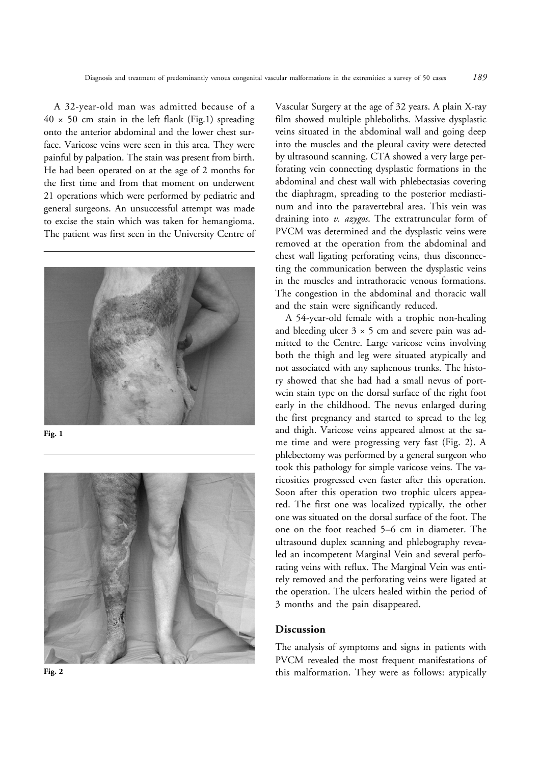A 32-year-old man was admitted because of a 40 × 50 cm stain in the left flank (Fig.1) spreading onto the anterior abdominal and the lower chest surface. Varicose veins were seen in this area. They were painful by palpation. The stain was present from birth. He had been operated on at the age of 2 months for the first time and from that moment on underwent 21 operations which were performed by pediatric and general surgeons. An unsuccessful attempt was made to excise the stain which was taken for hemangioma. The patient was first seen in the University Centre of Vascular Surgery at the age of 32 years. A plain X-ray film showed multiple phleboliths. Massive dysplastic veins situated in the abdominal wall and going deep into the muscles and the pleural cavity were detected by ultrasound scanning. CTA showed a very large perforating vein connecting dysplastic formations in the abdominal and chest wall with phlebectasias covering the diaphragm, spreading to the posterior mediastinum and into the paravertebral area. This vein was draining into *v. azygos*. The extratruncular form of PVCM was determined and the dysplastic veins were removed at the operation from the abdominal and chest wall ligating perforating veins, thus disconnecting the communication between the dysplastic veins in the muscles and intrathoracic venous formations. The congestion in the abdominal and thoracic wall and the stain were significantly reduced.

**Fig. 1**

**Fig. 2**

A 54-year-old female with a trophic non-healing and bleeding ulcer 3 × 5 cm and severe pain was admitted to the Centre. Large varicose veins involving both the thigh and leg were situated atypically and not associated with any saphenous trunks. The history showed that she had had a small nevus of port-wein stain type on the dorsal surface of the right foot early in the childhood. The nevus enlarged during the first pregnancy and started to spread to the leg and thigh. Varicose veins appeared almost at the same time and were progressing very fast (Fig. 2). A phlebectomy was performed by a general surgeon who took this pathology for simple varicose veins. The varicosities progressed even faster after this operation. Soon after this operation two trophic ulcers appeared. The first one was localized typically, the other one was situated on the dorsal surface of the foot. The one on the foot reached 5–6 cm in diameter. The ultrasound duplex scanning and phlebography revealed an incompetent Marginal Vein and several perforating veins with reflux. The Marginal Vein was entirely removed and the perforating veins were ligated at the operation. The ulcers healed within the period of 3 months and the pain disappeared.

## Discussion

The analysis of symptoms and signs in patients with PVCM revealed the most frequent manifestations of this malformation. They were as follows: atypically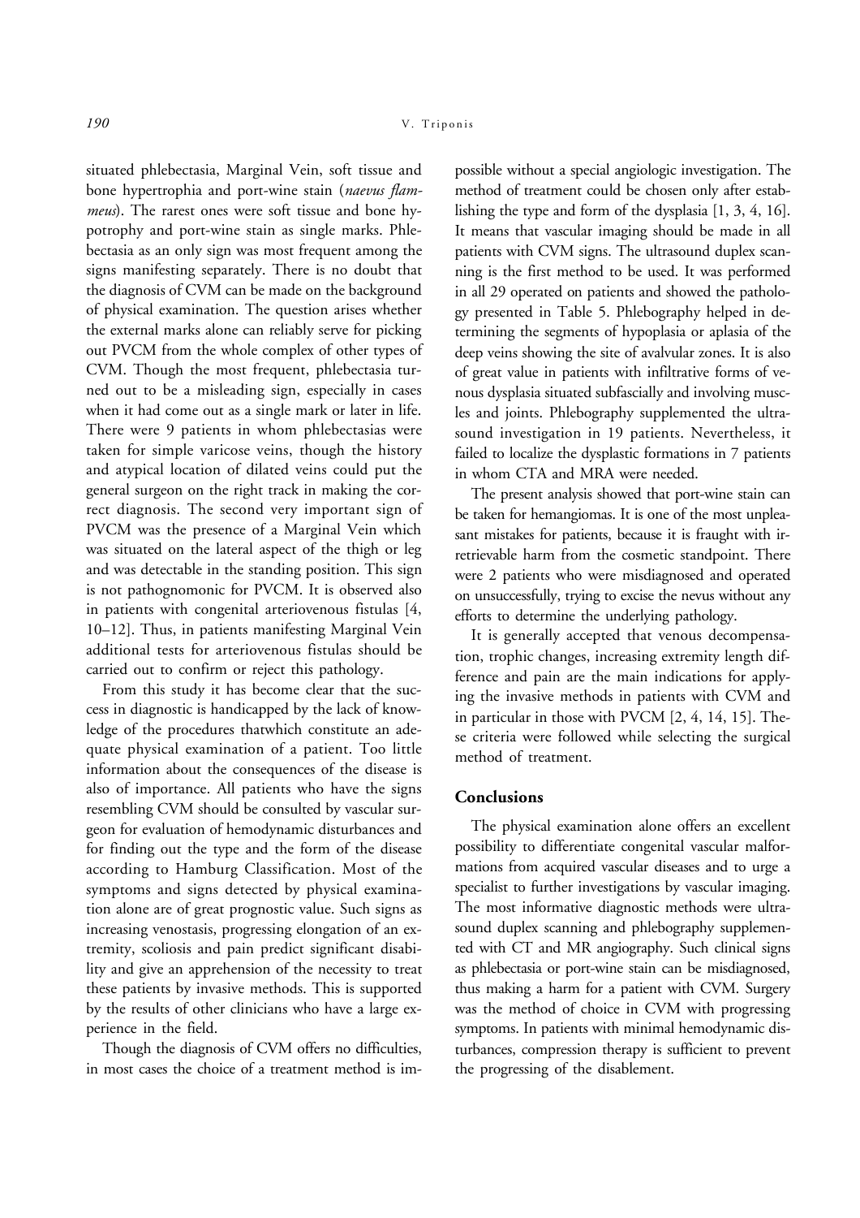situated phlebectasia, Marginal Vein, soft tissue and bone hypertrophia and port-wine stain (*naevus flammeus*). The rarest ones were soft tissue and bone hypotrophy and port-wine stain as single marks. Phlebectasia as an only sign was most frequent among the signs manifesting separately. There is no doubt that the diagnosis of CVM can be made on the background of physical examination. The question arises whether the external marks alone can reliably serve for picking out PVCM from the whole complex of other types of CVM. Though the most frequent, phlebectasia turned out to be a misleading sign, especially in cases when it had come out as a single mark or later in life. There were 9 patients in whom phlebectasias were taken for simple varicose veins, though the history and atypical location of dilated veins could put the general surgeon on the right track in making the correct diagnosis. The second very important sign of PVCM was the presence of a Marginal Vein which was situated on the lateral aspect of the thigh or leg and was detectable in the standing position. This sign is not pathognomonic for PVCM. It is observed also in patients with congenital arteriovenous fistulas [4, 10–12]. Thus, in patients manifesting Marginal Vein additional tests for arteriovenous fistulas should be carried out to confirm or reject this pathology.

From this study it has become clear that the success in diagnostic is handicapped by the lack of knowledge of the procedures thatwhich constitute an adequate physical examination of a patient. Too little information about the consequences of the disease is also of importance. All patients who have the signs resembling CVM should be consulted by vascular surgeon for evaluation of hemodynamic disturbances and for finding out the type and the form of the disease according to Hamburg Classification. Most of the symptoms and signs detected by physical examination alone are of great prognostic value. Such signs as increasing venostasis, progressing elongation of an extremity, scoliosis and pain predict significant disability and give an apprehension of the necessity to treat these patients by invasive methods. This is supported by the results of other clinicians who have a large experience in the field.

Though the diagnosis of CVM offers no difficulties, in most cases the choice of a treatment method is impossible without a special angiologic investigation. The method of treatment could be chosen only after establishing the type and form of the dysplasia [1, 3, 4, 16]. It means that vascular imaging should be made in all patients with CVM signs. The ultrasound duplex scanning is the first method to be used. It was performed in all 29 operated on patients and showed the pathology presented in Table 5. Phlebography helped in determining the segments of hypoplasia or aplasia of the deep veins showing the site of avalvular zones. It is also of great value in patients with infiltrative forms of venous dysplasia situated subfascially and involving muscles and joints. Phlebography supplemented the ultrasound investigation in 19 patients. Nevertheless, it failed to localize the dysplastic formations in 7 patients in whom CTA and MRA were needed.

The present analysis showed that port-wine stain can be taken for hemangiomas. It is one of the most unpleasant mistakes for patients, because it is fraught with irretrievable harm from the cosmetic standpoint. There were 2 patients who were misdiagnosed and operated on unsuccessfully, trying to excise the nevus without any efforts to determine the underlying pathology.

It is generally accepted that venous decompensation, trophic changes, increasing extremity length difference and pain are the main indications for applying the invasive methods in patients with CVM and in particular in those with PVCM [2, 4, 14, 15]. These criteria were followed while selecting the surgical method of treatment.

## Conclusions

The physical examination alone offers an excellent possibility to differentiate congenital vascular malformations from acquired vascular diseases and to urge a specialist to further investigations by vascular imaging. The most informative diagnostic methods were ultrasound duplex scanning and phlebography supplemented with CT and MR angiography. Such clinical signs as phlebectasia or port-wine stain can be misdiagnosed, thus making a harm for a patient with CVM. Surgery was the method of choice in CVM with progressing symptoms. In patients with minimal hemodynamic disturbances, compression therapy is sufficient to prevent the progressing of the disablement.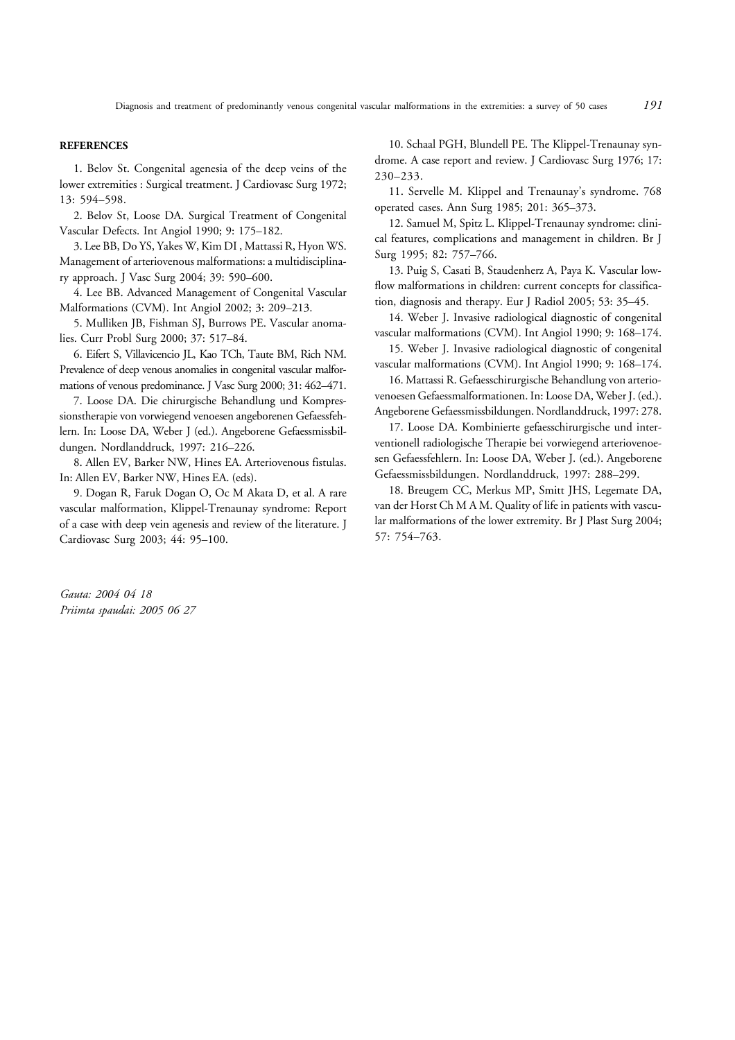**REFERENCES**

1. Belov St. Congenital agenesia of the deep veins of the lower extremities : Surgical treatment. J Cardiovasc Surg 1972; 13: 594–598.

2. Belov St, Loose DA. Surgical Treatment of Congenital Vascular Defects. Int Angiol 1990; 9: 175–182.

3. Lee BB, Do YS, Yakes W, Kim DI , Mattassi R, Hyon WS. Management of arteriovenous malformations: a multidisciplinary approach. J Vasc Surg 2004; 39: 590–600.

4. Lee BB. Advanced Management of Congenital Vascular Malformations (CVM). Int Angiol 2002; 3: 209–213.

5. Mulliken JB, Fishman SJ, Burrows PE. Vascular anomalies. Curr Probl Surg 2000; 37: 517–84.

6. Eifert S, Villavicencio JL, Kao TCh, Taute BM, Rich NM. Prevalence of deep venous anomalies in congenital vascular malformations of venous predominance. J Vasc Surg 2000; 31: 462–471.

7. Loose DA. Die chirurgische Behandlung und Kompressionstherapie von vorwiegend venoesen angeborenen Gefaessfehlern. In: Loose DA, Weber J (ed.). Angeborene Gefaessmissbildungen. Nordlanddruck, 1997: 216–226.

8. Allen EV, Barker NW, Hines EA. Arteriovenous fistulas. In: Allen EV, Barker NW, Hines EA. (eds).

9. Dogan R, Faruk Dogan O, Oc M Akata D, et al. A rare vascular malformation, Klippel-Trenaunay syndrome: Report of a case with deep vein agenesis and review of the literature. J Cardiovasc Surg 2003; 44: 95–100.

10. Schaal PGH, Blundell PE. The Klippel-Trenaunay syndrome. A case report and review. J Cardiovasc Surg 1976; 17: 230–233.

11. Servelle M. Klippel and Trenaunay's syndrome. 768 operated cases. Ann Surg 1985; 201: 365–373.

12. Samuel M, Spitz L. Klippel-Trenaunay syndrome: clinical features, complications and management in children. Br J Surg 1995; 82: 757–766.

13. Puig S, Casati B, Staudenherz A, Paya K. Vascular low-flow malformations in children: current concepts for classification, diagnosis and therapy. Eur J Radiol 2005; 53: 35–45.

14. Weber J. Invasive radiological diagnostic of congenital vascular malformations (CVM). Int Angiol 1990; 9: 168–174.

15. Weber J. Invasive radiological diagnostic of congenital vascular malformations (CVM). Int Angiol 1990; 9: 168–174.

16. Mattassi R. Gefaesschirurgische Behandlung von arteriovenoesen Gefaessmalformationen. In: Loose DA, Weber J. (ed.). Angeborene Gefaessmissbildungen. Nordlanddruck, 1997: 278.

17. Loose DA. Kombinierte gefaesschirurgische und interventionell radiologische Therapie bei vorwiegend arteriovenoesen Gefaessfehlern. In: Loose DA, Weber J. (ed.). Angeborene Gefaessmissbildungen. Nordlanddruck, 1997: 288–299.

18. Breugem CC, Merkus MP, Smitt JHS, Legemate DA, van der Horst Ch M A M. Quality of life in patients with vascular malformations of the lower extremity. Br J Plast Surg 2004; 57: 754–763.

*Gauta: 2004 04 18*
*Priimta spaudai: 2005 06 27*